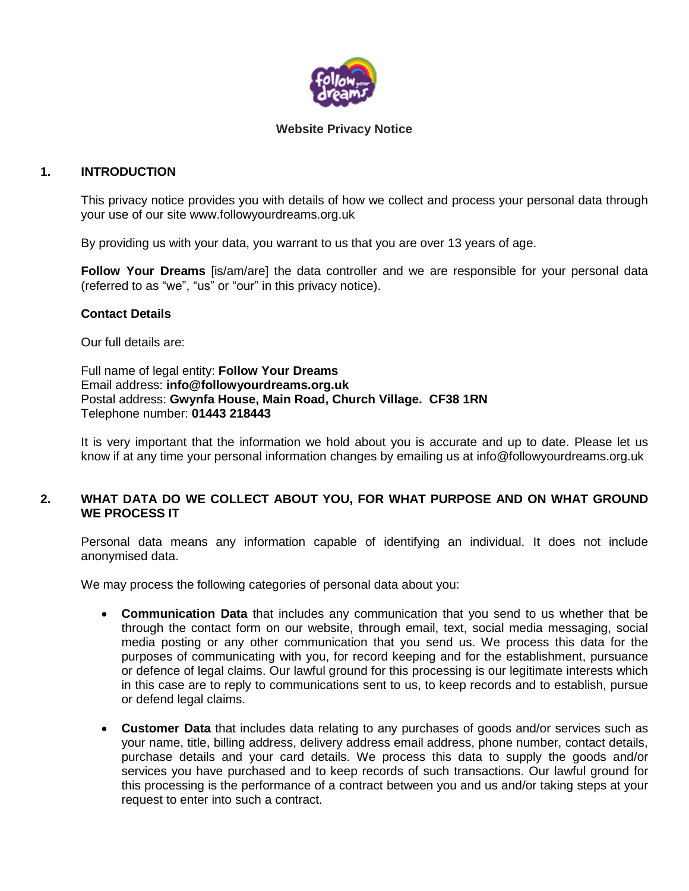# Website Privacy Notice

## 1. INTRODUCTION

This privacy notice provides you with details of how we collect and process your personal data through your use of our site www.followyourdreams.org.uk

By providing us with your data, you warrant to us that you are over 13 years of age.

**Follow Your Dreams** [is/am/are] the data controller and we are responsible for your personal data (referred to as "we", "us" or "our" in this privacy notice).

### Contact Details

Our full details are:

Full name of legal entity: **Follow Your Dreams**
Email address: **info@followyourdreams.org.uk**
Postal address: **Gwynfa House, Main Road, Church Village. CF38 1RN**
Telephone number: **01443 218443**

It is very important that the information we hold about you is accurate and up to date. Please let us know if at any time your personal information changes by emailing us at info@followyourdreams.org.uk

## 2. WHAT DATA DO WE COLLECT ABOUT YOU, FOR WHAT PURPOSE AND ON WHAT GROUND WE PROCESS IT

Personal data means any information capable of identifying an individual. It does not include anonymised data.

We may process the following categories of personal data about you:

- **Communication Data** that includes any communication that you send to us whether that be through the contact form on our website, through email, text, social media messaging, social media posting or any other communication that you send us. We process this data for the purposes of communicating with you, for record keeping and for the establishment, pursuance or defence of legal claims. Our lawful ground for this processing is our legitimate interests which in this case are to reply to communications sent to us, to keep records and to establish, pursue or defend legal claims.
- **Customer Data** that includes data relating to any purchases of goods and/or services such as your name, title, billing address, delivery address email address, phone number, contact details, purchase details and your card details. We process this data to supply the goods and/or services you have purchased and to keep records of such transactions. Our lawful ground for this processing is the performance of a contract between you and us and/or taking steps at your request to enter into such a contract.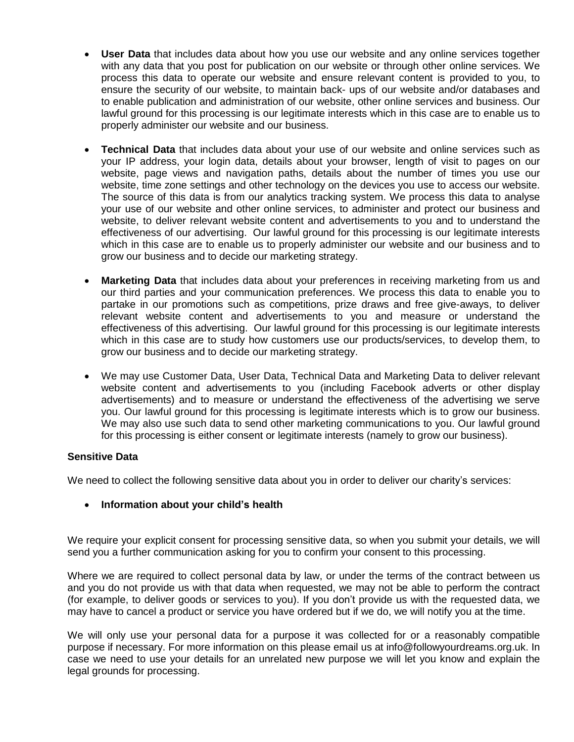- **User Data** that includes data about how you use our website and any online services together with any data that you post for publication on our website or through other online services. We process this data to operate our website and ensure relevant content is provided to you, to ensure the security of our website, to maintain back- ups of our website and/or databases and to enable publication and administration of our website, other online services and business. Our lawful ground for this processing is our legitimate interests which in this case are to enable us to properly administer our website and our business.

- **Technical Data** that includes data about your use of our website and online services such as your IP address, your login data, details about your browser, length of visit to pages on our website, page views and navigation paths, details about the number of times you use our website, time zone settings and other technology on the devices you use to access our website. The source of this data is from our analytics tracking system. We process this data to analyse your use of our website and other online services, to administer and protect our business and website, to deliver relevant website content and advertisements to you and to understand the effectiveness of our advertising. Our lawful ground for this processing is our legitimate interests which in this case are to enable us to properly administer our website and our business and to grow our business and to decide our marketing strategy.

- **Marketing Data** that includes data about your preferences in receiving marketing from us and our third parties and your communication preferences. We process this data to enable you to partake in our promotions such as competitions, prize draws and free give-aways, to deliver relevant website content and advertisements to you and measure or understand the effectiveness of this advertising. Our lawful ground for this processing is our legitimate interests which in this case are to study how customers use our products/services, to develop them, to grow our business and to decide our marketing strategy.

- We may use Customer Data, User Data, Technical Data and Marketing Data to deliver relevant website content and advertisements to you (including Facebook adverts or other display advertisements) and to measure or understand the effectiveness of the advertising we serve you. Our lawful ground for this processing is legitimate interests which is to grow our business. We may also use such data to send other marketing communications to you. Our lawful ground for this processing is either consent or legitimate interests (namely to grow our business).

**Sensitive Data**

We need to collect the following sensitive data about you in order to deliver our charity's services:

- **Information about your child's health**

We require your explicit consent for processing sensitive data, so when you submit your details, we will send you a further communication asking for you to confirm your consent to this processing.

Where we are required to collect personal data by law, or under the terms of the contract between us and you do not provide us with that data when requested, we may not be able to perform the contract (for example, to deliver goods or services to you). If you don't provide us with the requested data, we may have to cancel a product or service you have ordered but if we do, we will notify you at the time.

We will only use your personal data for a purpose it was collected for or a reasonably compatible purpose if necessary. For more information on this please email us at info@followyourdreams.org.uk. In case we need to use your details for an unrelated new purpose we will let you know and explain the legal grounds for processing.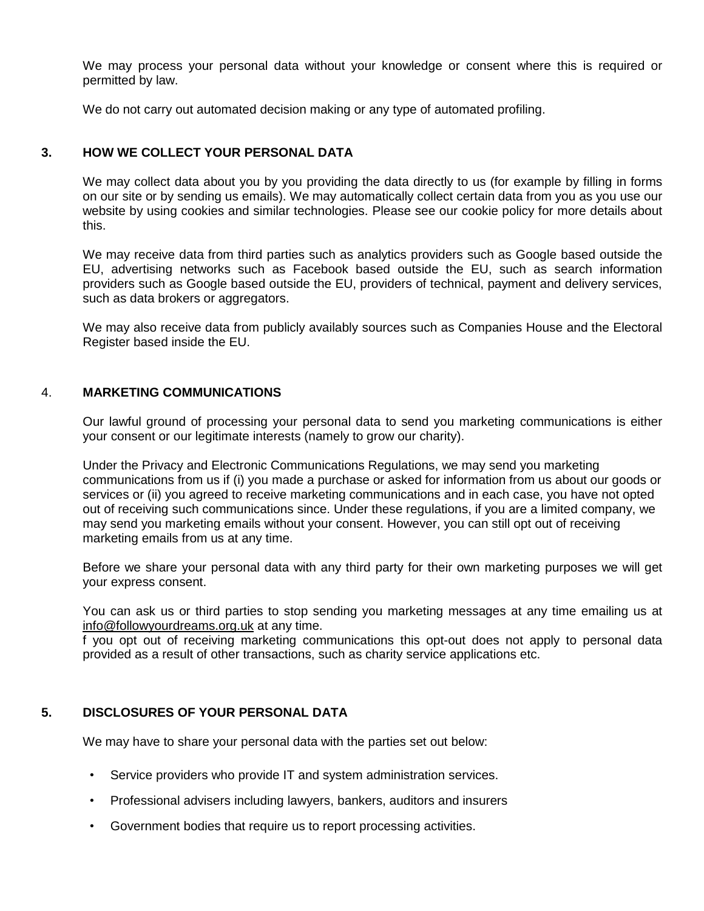We may process your personal data without your knowledge or consent where this is required or permitted by law.

We do not carry out automated decision making or any type of automated profiling.

## 3. HOW WE COLLECT YOUR PERSONAL DATA

We may collect data about you by you providing the data directly to us (for example by filling in forms on our site or by sending us emails). We may automatically collect certain data from you as you use our website by using cookies and similar technologies. Please see our cookie policy for more details about this.

We may receive data from third parties such as analytics providers such as Google based outside the EU, advertising networks such as Facebook based outside the EU, such as search information providers such as Google based outside the EU, providers of technical, payment and delivery services, such as data brokers or aggregators.

We may also receive data from publicly availably sources such as Companies House and the Electoral Register based inside the EU.

## 4. MARKETING COMMUNICATIONS

Our lawful ground of processing your personal data to send you marketing communications is either your consent or our legitimate interests (namely to grow our charity).

Under the Privacy and Electronic Communications Regulations, we may send you marketing communications from us if (i) you made a purchase or asked for information from us about our goods or services or (ii) you agreed to receive marketing communications and in each case, you have not opted out of receiving such communications since. Under these regulations, if you are a limited company, we may send you marketing emails without your consent. However, you can still opt out of receiving marketing emails from us at any time.

Before we share your personal data with any third party for their own marketing purposes we will get your express consent.

You can ask us or third parties to stop sending you marketing messages at any time emailing us at info@followyourdreams.org.uk at any time.
f you opt out of receiving marketing communications this opt-out does not apply to personal data provided as a result of other transactions, such as charity service applications etc.

## 5. DISCLOSURES OF YOUR PERSONAL DATA

We may have to share your personal data with the parties set out below:

- Service providers who provide IT and system administration services.
- Professional advisers including lawyers, bankers, auditors and insurers
- Government bodies that require us to report processing activities.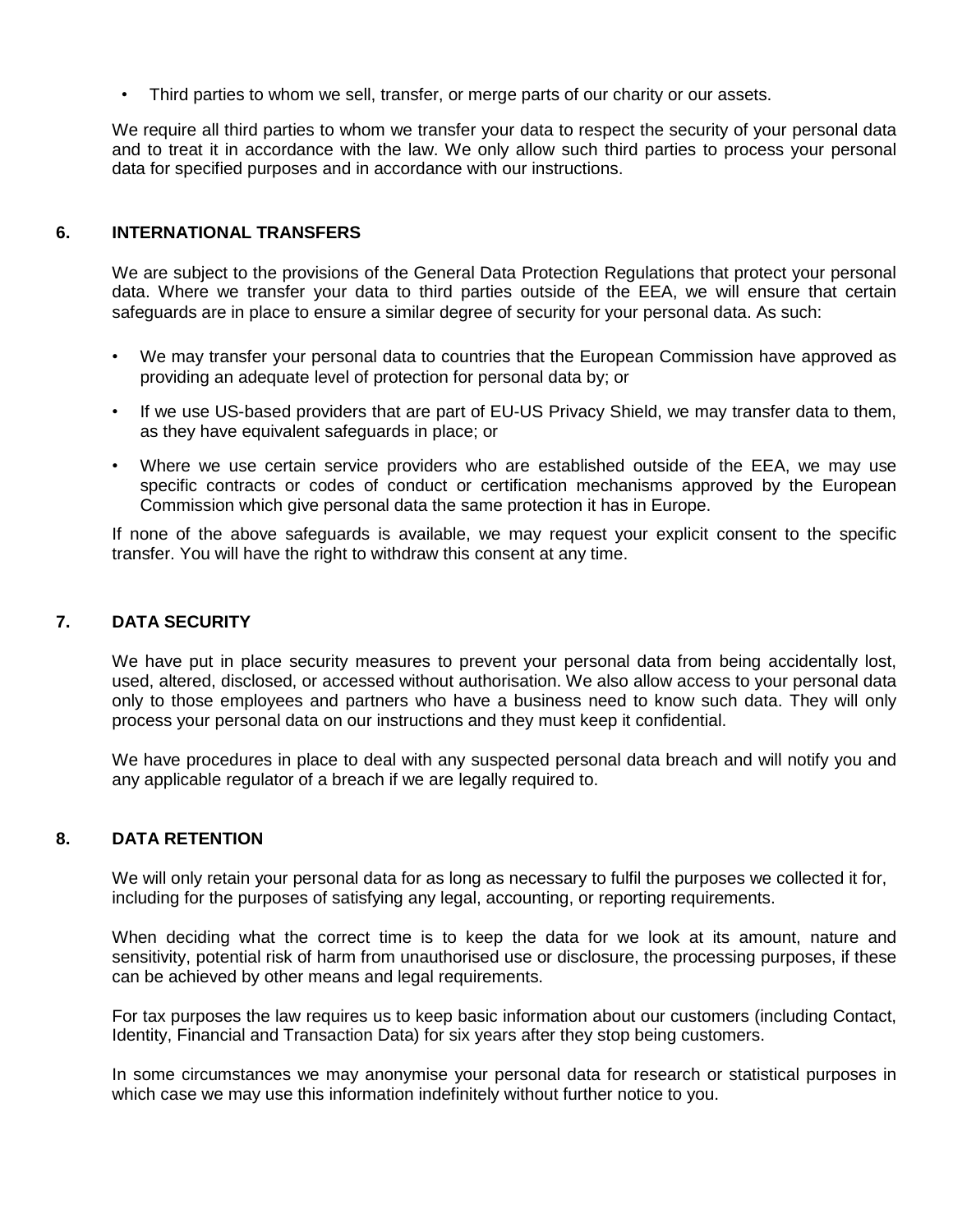- Third parties to whom we sell, transfer, or merge parts of our charity or our assets.

We require all third parties to whom we transfer your data to respect the security of your personal data and to treat it in accordance with the law. We only allow such third parties to process your personal data for specified purposes and in accordance with our instructions.

## 6. INTERNATIONAL TRANSFERS

We are subject to the provisions of the General Data Protection Regulations that protect your personal data. Where we transfer your data to third parties outside of the EEA, we will ensure that certain safeguards are in place to ensure a similar degree of security for your personal data. As such:

- We may transfer your personal data to countries that the European Commission have approved as providing an adequate level of protection for personal data by; or
- If we use US-based providers that are part of EU-US Privacy Shield, we may transfer data to them, as they have equivalent safeguards in place; or
- Where we use certain service providers who are established outside of the EEA, we may use specific contracts or codes of conduct or certification mechanisms approved by the European Commission which give personal data the same protection it has in Europe.

If none of the above safeguards is available, we may request your explicit consent to the specific transfer. You will have the right to withdraw this consent at any time.

## 7. DATA SECURITY

We have put in place security measures to prevent your personal data from being accidentally lost, used, altered, disclosed, or accessed without authorisation. We also allow access to your personal data only to those employees and partners who have a business need to know such data. They will only process your personal data on our instructions and they must keep it confidential.

We have procedures in place to deal with any suspected personal data breach and will notify you and any applicable regulator of a breach if we are legally required to.

## 8. DATA RETENTION

We will only retain your personal data for as long as necessary to fulfil the purposes we collected it for, including for the purposes of satisfying any legal, accounting, or reporting requirements.

When deciding what the correct time is to keep the data for we look at its amount, nature and sensitivity, potential risk of harm from unauthorised use or disclosure, the processing purposes, if these can be achieved by other means and legal requirements.

For tax purposes the law requires us to keep basic information about our customers (including Contact, Identity, Financial and Transaction Data) for six years after they stop being customers.

In some circumstances we may anonymise your personal data for research or statistical purposes in which case we may use this information indefinitely without further notice to you.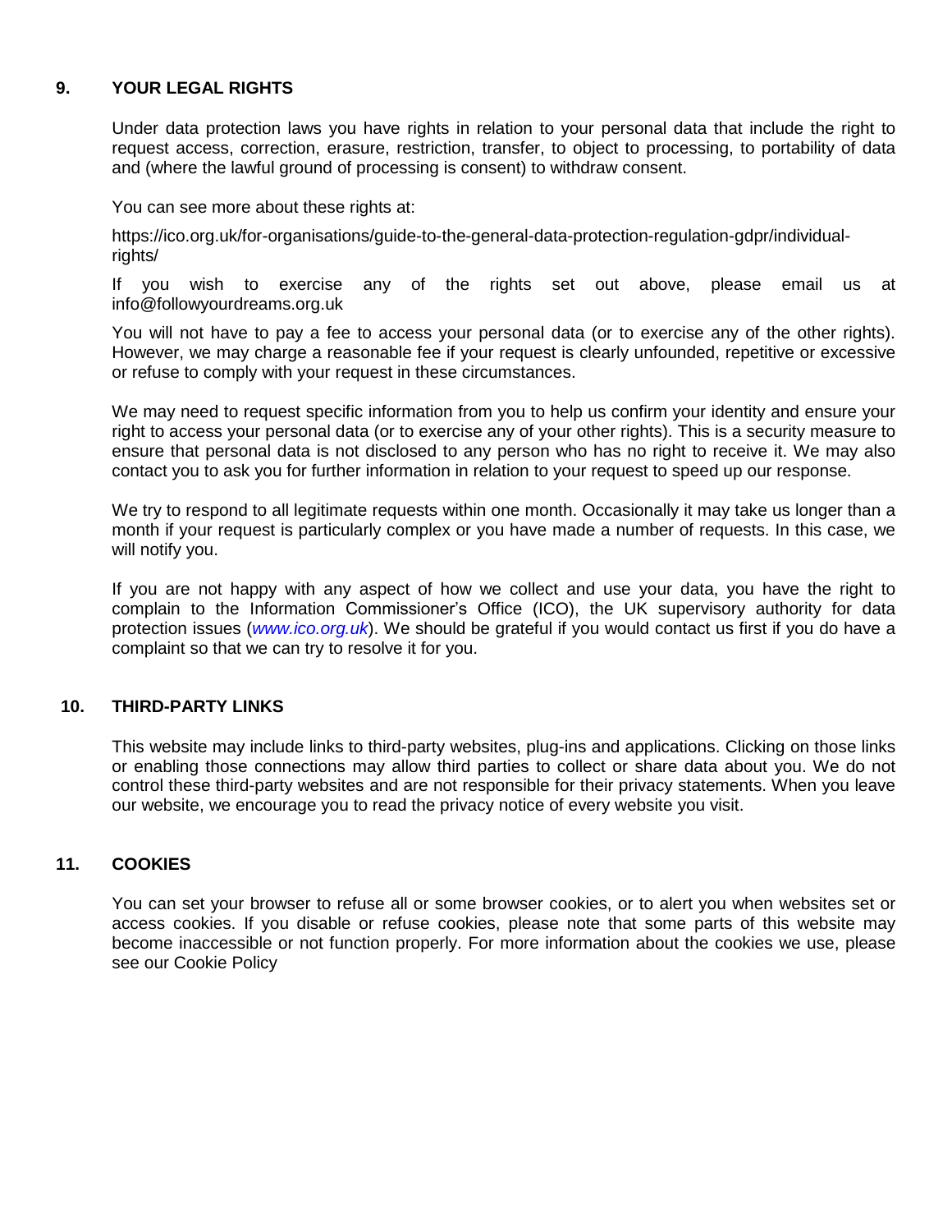## 9. YOUR LEGAL RIGHTS

Under data protection laws you have rights in relation to your personal data that include the right to request access, correction, erasure, restriction, transfer, to object to processing, to portability of data and (where the lawful ground of processing is consent) to withdraw consent.

You can see more about these rights at:

https://ico.org.uk/for-organisations/guide-to-the-general-data-protection-regulation-gdpr/individual-rights/

If you wish to exercise any of the rights set out above, please email us at info@followyourdreams.org.uk

You will not have to pay a fee to access your personal data (or to exercise any of the other rights). However, we may charge a reasonable fee if your request is clearly unfounded, repetitive or excessive or refuse to comply with your request in these circumstances.

We may need to request specific information from you to help us confirm your identity and ensure your right to access your personal data (or to exercise any of your other rights). This is a security measure to ensure that personal data is not disclosed to any person who has no right to receive it. We may also contact you to ask you for further information in relation to your request to speed up our response.

We try to respond to all legitimate requests within one month. Occasionally it may take us longer than a month if your request is particularly complex or you have made a number of requests. In this case, we will notify you.

If you are not happy with any aspect of how we collect and use your data, you have the right to complain to the Information Commissioner's Office (ICO), the UK supervisory authority for data protection issues (*www.ico.org.uk*). We should be grateful if you would contact us first if you do have a complaint so that we can try to resolve it for you.

## 10. THIRD-PARTY LINKS

This website may include links to third-party websites, plug-ins and applications. Clicking on those links or enabling those connections may allow third parties to collect or share data about you. We do not control these third-party websites and are not responsible for their privacy statements. When you leave our website, we encourage you to read the privacy notice of every website you visit.

## 11. COOKIES

You can set your browser to refuse all or some browser cookies, or to alert you when websites set or access cookies. If you disable or refuse cookies, please note that some parts of this website may become inaccessible or not function properly. For more information about the cookies we use, please see our Cookie Policy